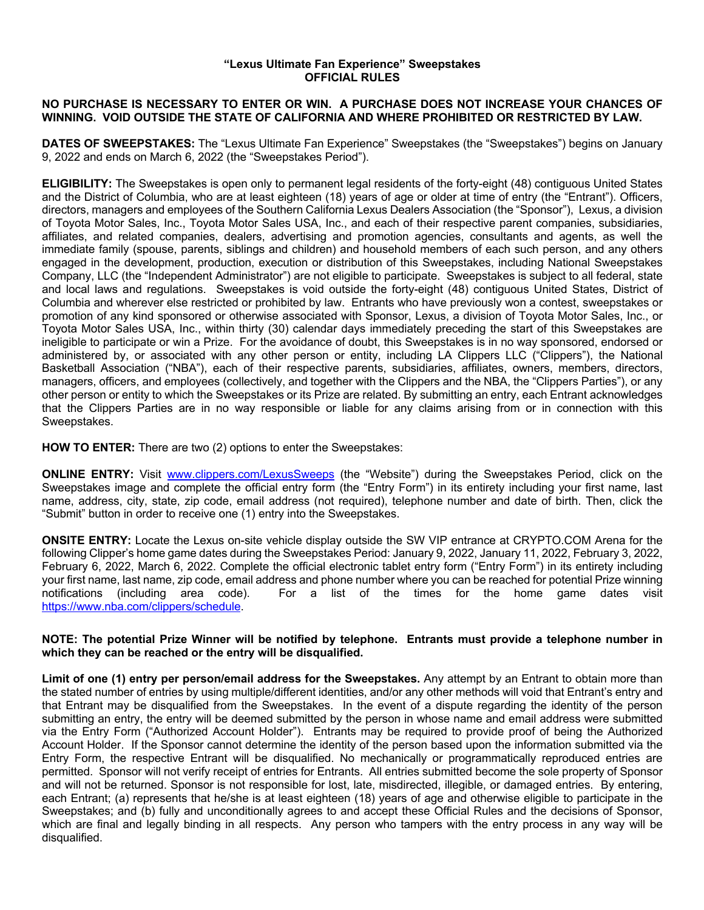# "Lexus Ultimate Fan Experience" Sweepstakes
## OFFICIAL RULES

**NO PURCHASE IS NECESSARY TO ENTER OR WIN. A PURCHASE DOES NOT INCREASE YOUR CHANCES OF WINNING. VOID OUTSIDE THE STATE OF CALIFORNIA AND WHERE PROHIBITED OR RESTRICTED BY LAW.**

**DATES OF SWEEPSTAKES:** The "Lexus Ultimate Fan Experience" Sweepstakes (the "Sweepstakes") begins on January 9, 2022 and ends on March 6, 2022 (the "Sweepstakes Period").

**ELIGIBILITY:** The Sweepstakes is open only to permanent legal residents of the forty-eight (48) contiguous United States and the District of Columbia, who are at least eighteen (18) years of age or older at time of entry (the "Entrant"). Officers, directors, managers and employees of the Southern California Lexus Dealers Association (the "Sponsor"), Lexus, a division of Toyota Motor Sales, Inc., Toyota Motor Sales USA, Inc., and each of their respective parent companies, subsidiaries, affiliates, and related companies, dealers, advertising and promotion agencies, consultants and agents, as well the immediate family (spouse, parents, siblings and children) and household members of each such person, and any others engaged in the development, production, execution or distribution of this Sweepstakes, including National Sweepstakes Company, LLC (the "Independent Administrator") are not eligible to participate. Sweepstakes is subject to all federal, state and local laws and regulations. Sweepstakes is void outside the forty-eight (48) contiguous United States, District of Columbia and wherever else restricted or prohibited by law. Entrants who have previously won a contest, sweepstakes or promotion of any kind sponsored or otherwise associated with Sponsor, Lexus, a division of Toyota Motor Sales, Inc., or Toyota Motor Sales USA, Inc., within thirty (30) calendar days immediately preceding the start of this Sweepstakes are ineligible to participate or win a Prize. For the avoidance of doubt, this Sweepstakes is in no way sponsored, endorsed or administered by, or associated with any other person or entity, including LA Clippers LLC ("Clippers"), the National Basketball Association ("NBA"), each of their respective parents, subsidiaries, affiliates, owners, members, directors, managers, officers, and employees (collectively, and together with the Clippers and the NBA, the "Clippers Parties"), or any other person or entity to which the Sweepstakes or its Prize are related. By submitting an entry, each Entrant acknowledges that the Clippers Parties are in no way responsible or liable for any claims arising from or in connection with this Sweepstakes.

**HOW TO ENTER:** There are two (2) options to enter the Sweepstakes:

**ONLINE ENTRY:** Visit [www.clippers.com/LexusSweeps](www.clippers.com/LexusSweeps) (the "Website") during the Sweepstakes Period, click on the Sweepstakes image and complete the official entry form (the "Entry Form") in its entirety including your first name, last name, address, city, state, zip code, email address (not required), telephone number and date of birth. Then, click the "Submit" button in order to receive one (1) entry into the Sweepstakes.

**ONSITE ENTRY:** Locate the Lexus on-site vehicle display outside the SW VIP entrance at CRYPTO.COM Arena for the following Clipper's home game dates during the Sweepstakes Period: January 9, 2022, January 11, 2022, February 3, 2022, February 6, 2022, March 6, 2022. Complete the official electronic tablet entry form ("Entry Form") in its entirety including your first name, last name, zip code, email address and phone number where you can be reached for potential Prize winning notifications (including area code). For a list of the times for the home game dates visit [https://www.nba.com/clippers/schedule](https://www.nba.com/clippers/schedule).

**NOTE: The potential Prize Winner will be notified by telephone. Entrants must provide a telephone number in which they can be reached or the entry will be disqualified.**

**Limit of one (1) entry per person/email address for the Sweepstakes.** Any attempt by an Entrant to obtain more than the stated number of entries by using multiple/different identities, and/or any other methods will void that Entrant's entry and that Entrant may be disqualified from the Sweepstakes. In the event of a dispute regarding the identity of the person submitting an entry, the entry will be deemed submitted by the person in whose name and email address were submitted via the Entry Form ("Authorized Account Holder"). Entrants may be required to provide proof of being the Authorized Account Holder. If the Sponsor cannot determine the identity of the person based upon the information submitted via the Entry Form, the respective Entrant will be disqualified. No mechanically or programmatically reproduced entries are permitted. Sponsor will not verify receipt of entries for Entrants. All entries submitted become the sole property of Sponsor and will not be returned. Sponsor is not responsible for lost, late, misdirected, illegible, or damaged entries. By entering, each Entrant; (a) represents that he/she is at least eighteen (18) years of age and otherwise eligible to participate in the Sweepstakes; and (b) fully and unconditionally agrees to and accept these Official Rules and the decisions of Sponsor, which are final and legally binding in all respects. Any person who tampers with the entry process in any way will be disqualified.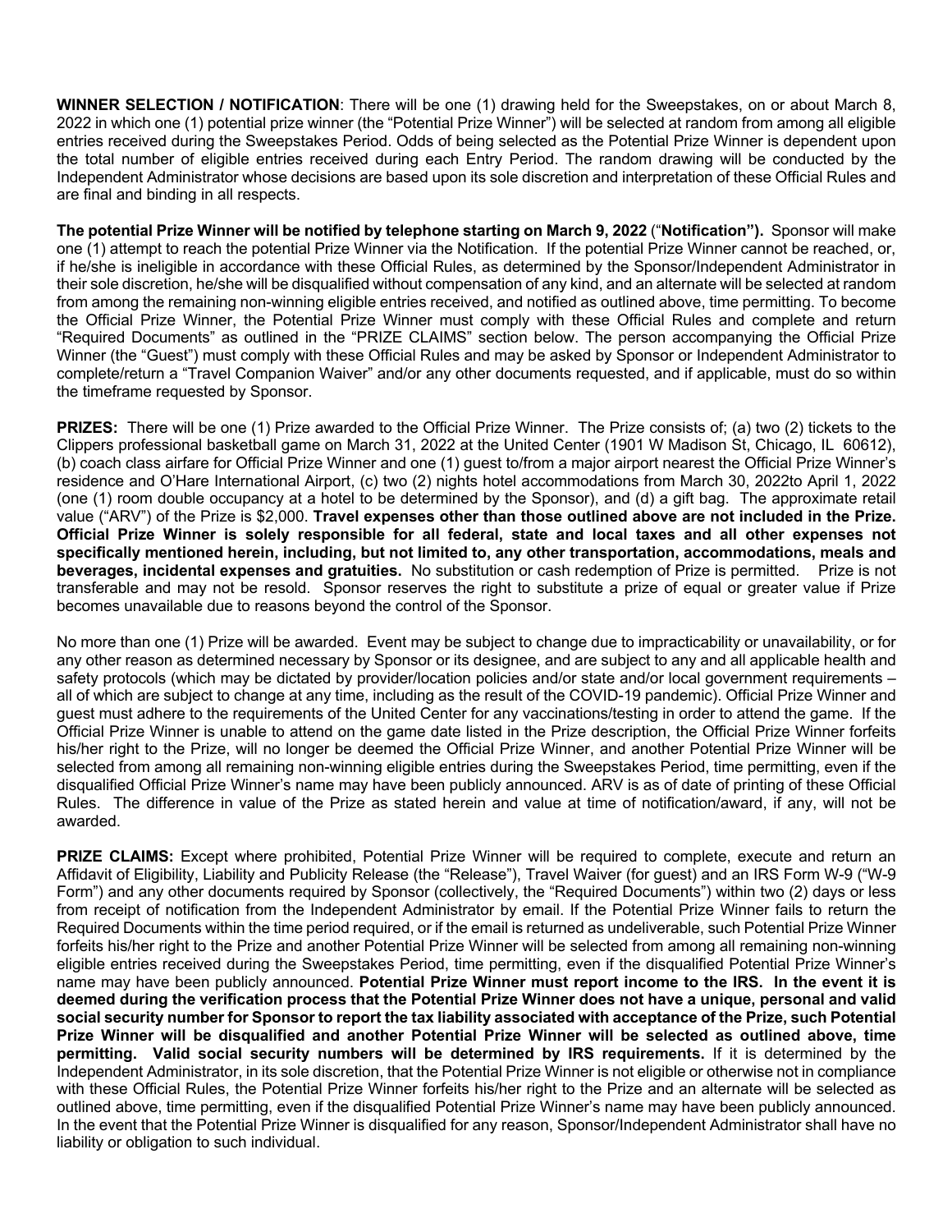**WINNER SELECTION / NOTIFICATION**: There will be one (1) drawing held for the Sweepstakes, on or about March 8, 2022 in which one (1) potential prize winner (the "Potential Prize Winner") will be selected at random from among all eligible entries received during the Sweepstakes Period. Odds of being selected as the Potential Prize Winner is dependent upon the total number of eligible entries received during each Entry Period. The random drawing will be conducted by the Independent Administrator whose decisions are based upon its sole discretion and interpretation of these Official Rules and are final and binding in all respects.

**The potential Prize Winner will be notified by telephone starting on March 9, 2022** ("**Notification").** Sponsor will make one (1) attempt to reach the potential Prize Winner via the Notification. If the potential Prize Winner cannot be reached, or, if he/she is ineligible in accordance with these Official Rules, as determined by the Sponsor/Independent Administrator in their sole discretion, he/she will be disqualified without compensation of any kind, and an alternate will be selected at random from among the remaining non-winning eligible entries received, and notified as outlined above, time permitting. To become the Official Prize Winner, the Potential Prize Winner must comply with these Official Rules and complete and return "Required Documents" as outlined in the "PRIZE CLAIMS" section below. The person accompanying the Official Prize Winner (the "Guest") must comply with these Official Rules and may be asked by Sponsor or Independent Administrator to complete/return a "Travel Companion Waiver" and/or any other documents requested, and if applicable, must do so within the timeframe requested by Sponsor.

**PRIZES:** There will be one (1) Prize awarded to the Official Prize Winner. The Prize consists of; (a) two (2) tickets to the Clippers professional basketball game on March 31, 2022 at the United Center (1901 W Madison St, Chicago, IL 60612), (b) coach class airfare for Official Prize Winner and one (1) guest to/from a major airport nearest the Official Prize Winner's residence and O'Hare International Airport, (c) two (2) nights hotel accommodations from March 30, 2022to April 1, 2022 (one (1) room double occupancy at a hotel to be determined by the Sponsor), and (d) a gift bag. The approximate retail value ("ARV") of the Prize is $2,000. **Travel expenses other than those outlined above are not included in the Prize. Official Prize Winner is solely responsible for all federal, state and local taxes and all other expenses not specifically mentioned herein, including, but not limited to, any other transportation, accommodations, meals and beverages, incidental expenses and gratuities.** No substitution or cash redemption of Prize is permitted. Prize is not transferable and may not be resold. Sponsor reserves the right to substitute a prize of equal or greater value if Prize becomes unavailable due to reasons beyond the control of the Sponsor.

No more than one (1) Prize will be awarded. Event may be subject to change due to impracticability or unavailability, or for any other reason as determined necessary by Sponsor or its designee, and are subject to any and all applicable health and safety protocols (which may be dictated by provider/location policies and/or state and/or local government requirements – all of which are subject to change at any time, including as the result of the COVID-19 pandemic). Official Prize Winner and guest must adhere to the requirements of the United Center for any vaccinations/testing in order to attend the game. If the Official Prize Winner is unable to attend on the game date listed in the Prize description, the Official Prize Winner forfeits his/her right to the Prize, will no longer be deemed the Official Prize Winner, and another Potential Prize Winner will be selected from among all remaining non-winning eligible entries during the Sweepstakes Period, time permitting, even if the disqualified Official Prize Winner's name may have been publicly announced. ARV is as of date of printing of these Official Rules. The difference in value of the Prize as stated herein and value at time of notification/award, if any, will not be awarded.

**PRIZE CLAIMS:** Except where prohibited, Potential Prize Winner will be required to complete, execute and return an Affidavit of Eligibility, Liability and Publicity Release (the "Release"), Travel Waiver (for guest) and an IRS Form W-9 ("W-9 Form") and any other documents required by Sponsor (collectively, the "Required Documents") within two (2) days or less from receipt of notification from the Independent Administrator by email. If the Potential Prize Winner fails to return the Required Documents within the time period required, or if the email is returned as undeliverable, such Potential Prize Winner forfeits his/her right to the Prize and another Potential Prize Winner will be selected from among all remaining non-winning eligible entries received during the Sweepstakes Period, time permitting, even if the disqualified Potential Prize Winner's name may have been publicly announced. **Potential Prize Winner must report income to the IRS. In the event it is deemed during the verification process that the Potential Prize Winner does not have a unique, personal and valid social security number for Sponsor to report the tax liability associated with acceptance of the Prize, such Potential Prize Winner will be disqualified and another Potential Prize Winner will be selected as outlined above, time permitting. Valid social security numbers will be determined by IRS requirements.** If it is determined by the Independent Administrator, in its sole discretion, that the Potential Prize Winner is not eligible or otherwise not in compliance with these Official Rules, the Potential Prize Winner forfeits his/her right to the Prize and an alternate will be selected as outlined above, time permitting, even if the disqualified Potential Prize Winner's name may have been publicly announced. In the event that the Potential Prize Winner is disqualified for any reason, Sponsor/Independent Administrator shall have no liability or obligation to such individual.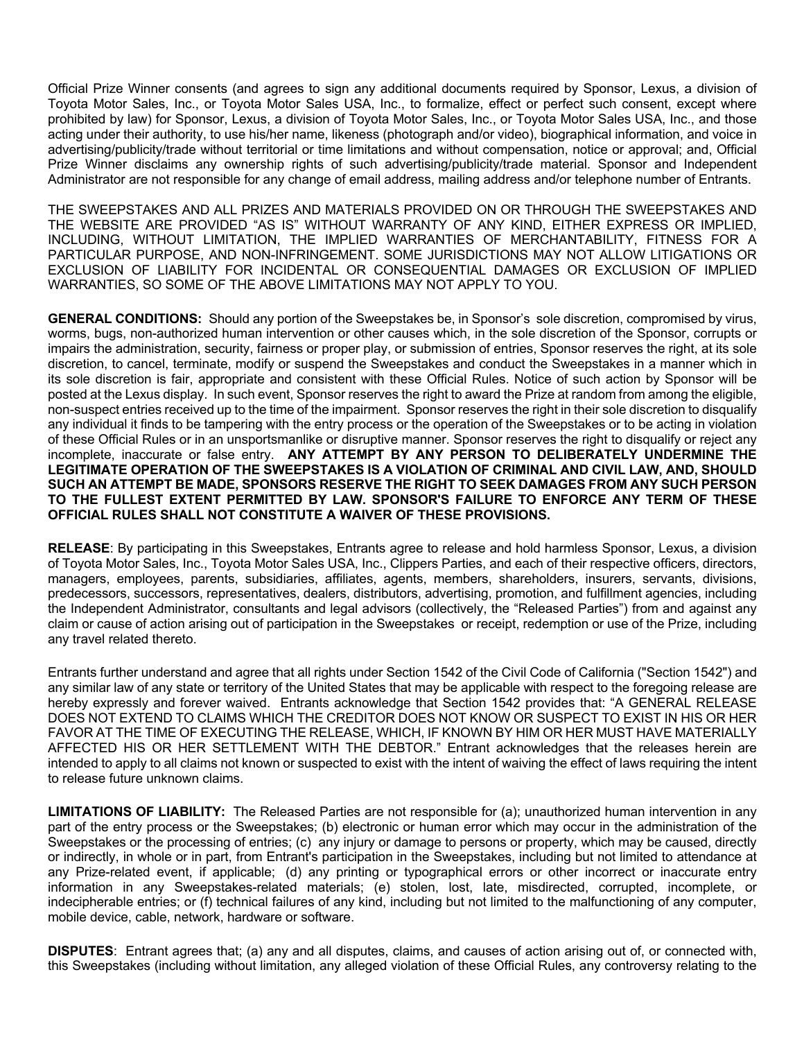Official Prize Winner consents (and agrees to sign any additional documents required by Sponsor, Lexus, a division of Toyota Motor Sales, Inc., or Toyota Motor Sales USA, Inc., to formalize, effect or perfect such consent, except where prohibited by law) for Sponsor, Lexus, a division of Toyota Motor Sales, Inc., or Toyota Motor Sales USA, Inc., and those acting under their authority, to use his/her name, likeness (photograph and/or video), biographical information, and voice in advertising/publicity/trade without territorial or time limitations and without compensation, notice or approval; and, Official Prize Winner disclaims any ownership rights of such advertising/publicity/trade material. Sponsor and Independent Administrator are not responsible for any change of email address, mailing address and/or telephone number of Entrants.

THE SWEEPSTAKES AND ALL PRIZES AND MATERIALS PROVIDED ON OR THROUGH THE SWEEPSTAKES AND THE WEBSITE ARE PROVIDED "AS IS" WITHOUT WARRANTY OF ANY KIND, EITHER EXPRESS OR IMPLIED, INCLUDING, WITHOUT LIMITATION, THE IMPLIED WARRANTIES OF MERCHANTABILITY, FITNESS FOR A PARTICULAR PURPOSE, AND NON-INFRINGEMENT. SOME JURISDICTIONS MAY NOT ALLOW LITIGATIONS OR EXCLUSION OF LIABILITY FOR INCIDENTAL OR CONSEQUENTIAL DAMAGES OR EXCLUSION OF IMPLIED WARRANTIES, SO SOME OF THE ABOVE LIMITATIONS MAY NOT APPLY TO YOU.

**GENERAL CONDITIONS:** Should any portion of the Sweepstakes be, in Sponsor's sole discretion, compromised by virus, worms, bugs, non-authorized human intervention or other causes which, in the sole discretion of the Sponsor, corrupts or impairs the administration, security, fairness or proper play, or submission of entries, Sponsor reserves the right, at its sole discretion, to cancel, terminate, modify or suspend the Sweepstakes and conduct the Sweepstakes in a manner which in its sole discretion is fair, appropriate and consistent with these Official Rules. Notice of such action by Sponsor will be posted at the Lexus display. In such event, Sponsor reserves the right to award the Prize at random from among the eligible, non-suspect entries received up to the time of the impairment. Sponsor reserves the right in their sole discretion to disqualify any individual it finds to be tampering with the entry process or the operation of the Sweepstakes or to be acting in violation of these Official Rules or in an unsportsmanlike or disruptive manner. Sponsor reserves the right to disqualify or reject any incomplete, inaccurate or false entry. **ANY ATTEMPT BY ANY PERSON TO DELIBERATELY UNDERMINE THE LEGITIMATE OPERATION OF THE SWEEPSTAKES IS A VIOLATION OF CRIMINAL AND CIVIL LAW, AND, SHOULD SUCH AN ATTEMPT BE MADE, SPONSORS RESERVE THE RIGHT TO SEEK DAMAGES FROM ANY SUCH PERSON TO THE FULLEST EXTENT PERMITTED BY LAW. SPONSOR'S FAILURE TO ENFORCE ANY TERM OF THESE OFFICIAL RULES SHALL NOT CONSTITUTE A WAIVER OF THESE PROVISIONS.**

**RELEASE**: By participating in this Sweepstakes, Entrants agree to release and hold harmless Sponsor, Lexus, a division of Toyota Motor Sales, Inc., Toyota Motor Sales USA, Inc., Clippers Parties, and each of their respective officers, directors, managers, employees, parents, subsidiaries, affiliates, agents, members, shareholders, insurers, servants, divisions, predecessors, successors, representatives, dealers, distributors, advertising, promotion, and fulfillment agencies, including the Independent Administrator, consultants and legal advisors (collectively, the "Released Parties") from and against any claim or cause of action arising out of participation in the Sweepstakes or receipt, redemption or use of the Prize, including any travel related thereto.

Entrants further understand and agree that all rights under Section 1542 of the Civil Code of California ("Section 1542") and any similar law of any state or territory of the United States that may be applicable with respect to the foregoing release are hereby expressly and forever waived. Entrants acknowledge that Section 1542 provides that: "A GENERAL RELEASE DOES NOT EXTEND TO CLAIMS WHICH THE CREDITOR DOES NOT KNOW OR SUSPECT TO EXIST IN HIS OR HER FAVOR AT THE TIME OF EXECUTING THE RELEASE, WHICH, IF KNOWN BY HIM OR HER MUST HAVE MATERIALLY AFFECTED HIS OR HER SETTLEMENT WITH THE DEBTOR." Entrant acknowledges that the releases herein are intended to apply to all claims not known or suspected to exist with the intent of waiving the effect of laws requiring the intent to release future unknown claims.

**LIMITATIONS OF LIABILITY:** The Released Parties are not responsible for (a); unauthorized human intervention in any part of the entry process or the Sweepstakes; (b) electronic or human error which may occur in the administration of the Sweepstakes or the processing of entries; (c) any injury or damage to persons or property, which may be caused, directly or indirectly, in whole or in part, from Entrant's participation in the Sweepstakes, including but not limited to attendance at any Prize-related event, if applicable; (d) any printing or typographical errors or other incorrect or inaccurate entry information in any Sweepstakes-related materials; (e) stolen, lost, late, misdirected, corrupted, incomplete, or indecipherable entries; or (f) technical failures of any kind, including but not limited to the malfunctioning of any computer, mobile device, cable, network, hardware or software.

**DISPUTES**: Entrant agrees that; (a) any and all disputes, claims, and causes of action arising out of, or connected with, this Sweepstakes (including without limitation, any alleged violation of these Official Rules, any controversy relating to the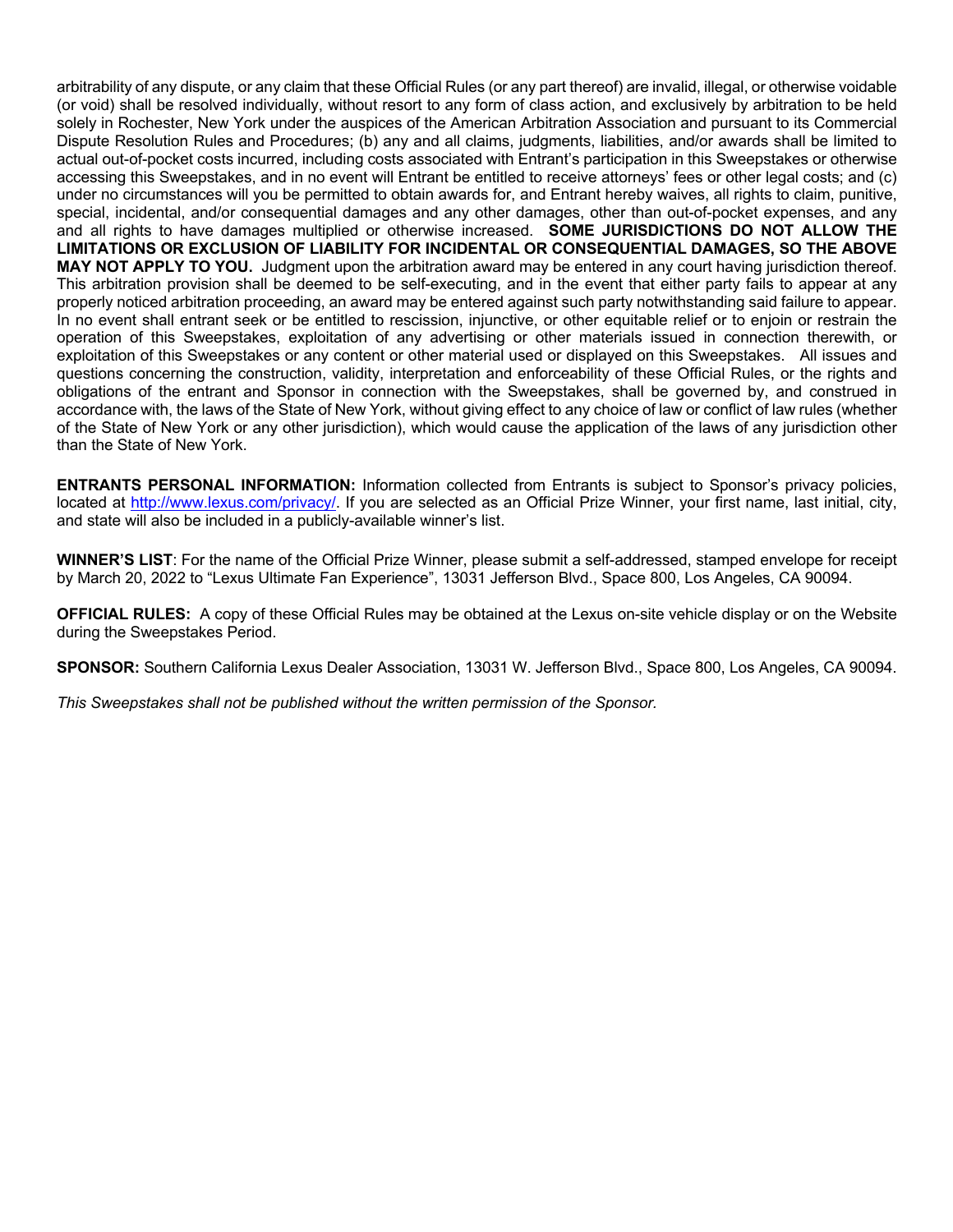arbitrability of any dispute, or any claim that these Official Rules (or any part thereof) are invalid, illegal, or otherwise voidable (or void) shall be resolved individually, without resort to any form of class action, and exclusively by arbitration to be held solely in Rochester, New York under the auspices of the American Arbitration Association and pursuant to its Commercial Dispute Resolution Rules and Procedures; (b) any and all claims, judgments, liabilities, and/or awards shall be limited to actual out-of-pocket costs incurred, including costs associated with Entrant's participation in this Sweepstakes or otherwise accessing this Sweepstakes, and in no event will Entrant be entitled to receive attorneys' fees or other legal costs; and (c) under no circumstances will you be permitted to obtain awards for, and Entrant hereby waives, all rights to claim, punitive, special, incidental, and/or consequential damages and any other damages, other than out-of-pocket expenses, and any and all rights to have damages multiplied or otherwise increased. **SOME JURISDICTIONS DO NOT ALLOW THE LIMITATIONS OR EXCLUSION OF LIABILITY FOR INCIDENTAL OR CONSEQUENTIAL DAMAGES, SO THE ABOVE MAY NOT APPLY TO YOU.** Judgment upon the arbitration award may be entered in any court having jurisdiction thereof. This arbitration provision shall be deemed to be self-executing, and in the event that either party fails to appear at any properly noticed arbitration proceeding, an award may be entered against such party notwithstanding said failure to appear. In no event shall entrant seek or be entitled to rescission, injunctive, or other equitable relief or to enjoin or restrain the operation of this Sweepstakes, exploitation of any advertising or other materials issued in connection therewith, or exploitation of this Sweepstakes or any content or other material used or displayed on this Sweepstakes. All issues and questions concerning the construction, validity, interpretation and enforceability of these Official Rules, or the rights and obligations of the entrant and Sponsor in connection with the Sweepstakes, shall be governed by, and construed in accordance with, the laws of the State of New York, without giving effect to any choice of law or conflict of law rules (whether of the State of New York or any other jurisdiction), which would cause the application of the laws of any jurisdiction other than the State of New York.

**ENTRANTS PERSONAL INFORMATION:** Information collected from Entrants is subject to Sponsor's privacy policies, located at http://www.lexus.com/privacy/. If you are selected as an Official Prize Winner, your first name, last initial, city, and state will also be included in a publicly-available winner's list.

**WINNER'S LIST**: For the name of the Official Prize Winner, please submit a self-addressed, stamped envelope for receipt by March 20, 2022 to "Lexus Ultimate Fan Experience", 13031 Jefferson Blvd., Space 800, Los Angeles, CA 90094.

**OFFICIAL RULES:** A copy of these Official Rules may be obtained at the Lexus on-site vehicle display or on the Website during the Sweepstakes Period.

**SPONSOR:** Southern California Lexus Dealer Association, 13031 W. Jefferson Blvd., Space 800, Los Angeles, CA 90094.

*This Sweepstakes shall not be published without the written permission of the Sponsor.*